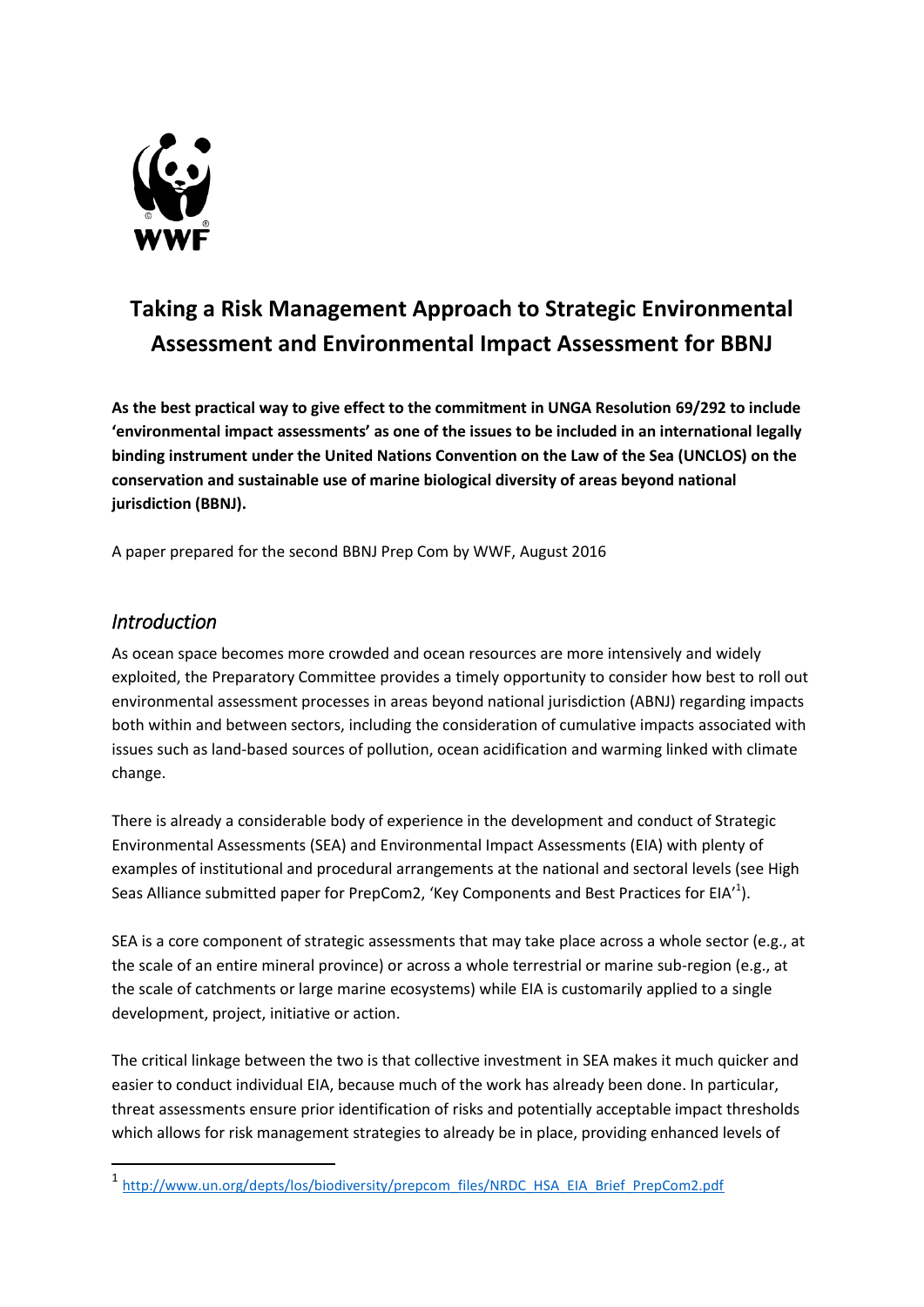# Taking a Risk Management Approach to Strategic Environmental Assessment and Environmental Impact Assessment for BBNJ

**As the best practical way to give effect to the commitment in UNGA Resolution 69/292 to include 'environmental impact assessments' as one of the issues to be included in an international legally binding instrument under the United Nations Convention on the Law of the Sea (UNCLOS) on the conservation and sustainable use of marine biological diversity of areas beyond national jurisdiction (BBNJ).**

A paper prepared for the second BBNJ Prep Com by WWF, August 2016

## *Introduction*

As ocean space becomes more crowded and ocean resources are more intensively and widely exploited, the Preparatory Committee provides a timely opportunity to consider how best to roll out environmental assessment processes in areas beyond national jurisdiction (ABNJ) regarding impacts both within and between sectors, including the consideration of cumulative impacts associated with issues such as land-based sources of pollution, ocean acidification and warming linked with climate change.

There is already a considerable body of experience in the development and conduct of Strategic Environmental Assessments (SEA) and Environmental Impact Assessments (EIA) with plenty of examples of institutional and procedural arrangements at the national and sectoral levels (see High Seas Alliance submitted paper for PrepCom2, 'Key Components and Best Practices for EIA'[1]).

SEA is a core component of strategic assessments that may take place across a whole sector (e.g., at the scale of an entire mineral province) or across a whole terrestrial or marine sub-region (e.g., at the scale of catchments or large marine ecosystems) while EIA is customarily applied to a single development, project, initiative or action.

The critical linkage between the two is that collective investment in SEA makes it much quicker and easier to conduct individual EIA, because much of the work has already been done. In particular, threat assessments ensure prior identification of risks and potentially acceptable impact thresholds which allows for risk management strategies to already be in place, providing enhanced levels of

[1] http://www.un.org/depts/los/biodiversity/prepcom_files/NRDC_HSA_EIA_Brief_PrepCom2.pdf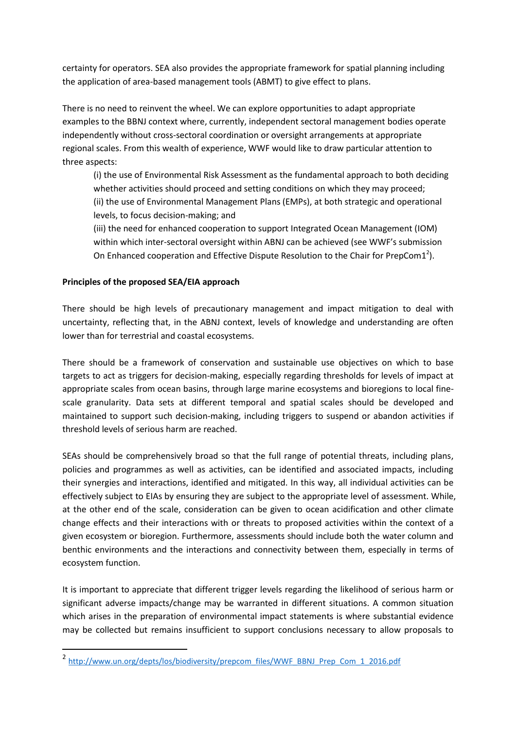certainty for operators. SEA also provides the appropriate framework for spatial planning including the application of area-based management tools (ABMT) to give effect to plans.

There is no need to reinvent the wheel. We can explore opportunities to adapt appropriate examples to the BBNJ context where, currently, independent sectoral management bodies operate independently without cross-sectoral coordination or oversight arrangements at appropriate regional scales. From this wealth of experience, WWF would like to draw particular attention to three aspects:

(i) the use of Environmental Risk Assessment as the fundamental approach to both deciding whether activities should proceed and setting conditions on which they may proceed;
(ii) the use of Environmental Management Plans (EMPs), at both strategic and operational levels, to focus decision-making; and
(iii) the need for enhanced cooperation to support Integrated Ocean Management (IOM) within which inter-sectoral oversight within ABNJ can be achieved (see WWF's submission On Enhanced cooperation and Effective Dispute Resolution to the Chair for PrepCom1[2]).

**Principles of the proposed SEA/EIA approach**

There should be high levels of precautionary management and impact mitigation to deal with uncertainty, reflecting that, in the ABNJ context, levels of knowledge and understanding are often lower than for terrestrial and coastal ecosystems.

There should be a framework of conservation and sustainable use objectives on which to base targets to act as triggers for decision-making, especially regarding thresholds for levels of impact at appropriate scales from ocean basins, through large marine ecosystems and bioregions to local fine-scale granularity. Data sets at different temporal and spatial scales should be developed and maintained to support such decision-making, including triggers to suspend or abandon activities if threshold levels of serious harm are reached.

SEAs should be comprehensively broad so that the full range of potential threats, including plans, policies and programmes as well as activities, can be identified and associated impacts, including their synergies and interactions, identified and mitigated. In this way, all individual activities can be effectively subject to EIAs by ensuring they are subject to the appropriate level of assessment. While, at the other end of the scale, consideration can be given to ocean acidification and other climate change effects and their interactions with or threats to proposed activities within the context of a given ecosystem or bioregion. Furthermore, assessments should include both the water column and benthic environments and the interactions and connectivity between them, especially in terms of ecosystem function.

It is important to appreciate that different trigger levels regarding the likelihood of serious harm or significant adverse impacts/change may be warranted in different situations. A common situation which arises in the preparation of environmental impact statements is where substantial evidence may be collected but remains insufficient to support conclusions necessary to allow proposals to

---

[2] http://www.un.org/depts/los/biodiversity/prepcom_files/WWF_BBNJ_Prep_Com_1_2016.pdf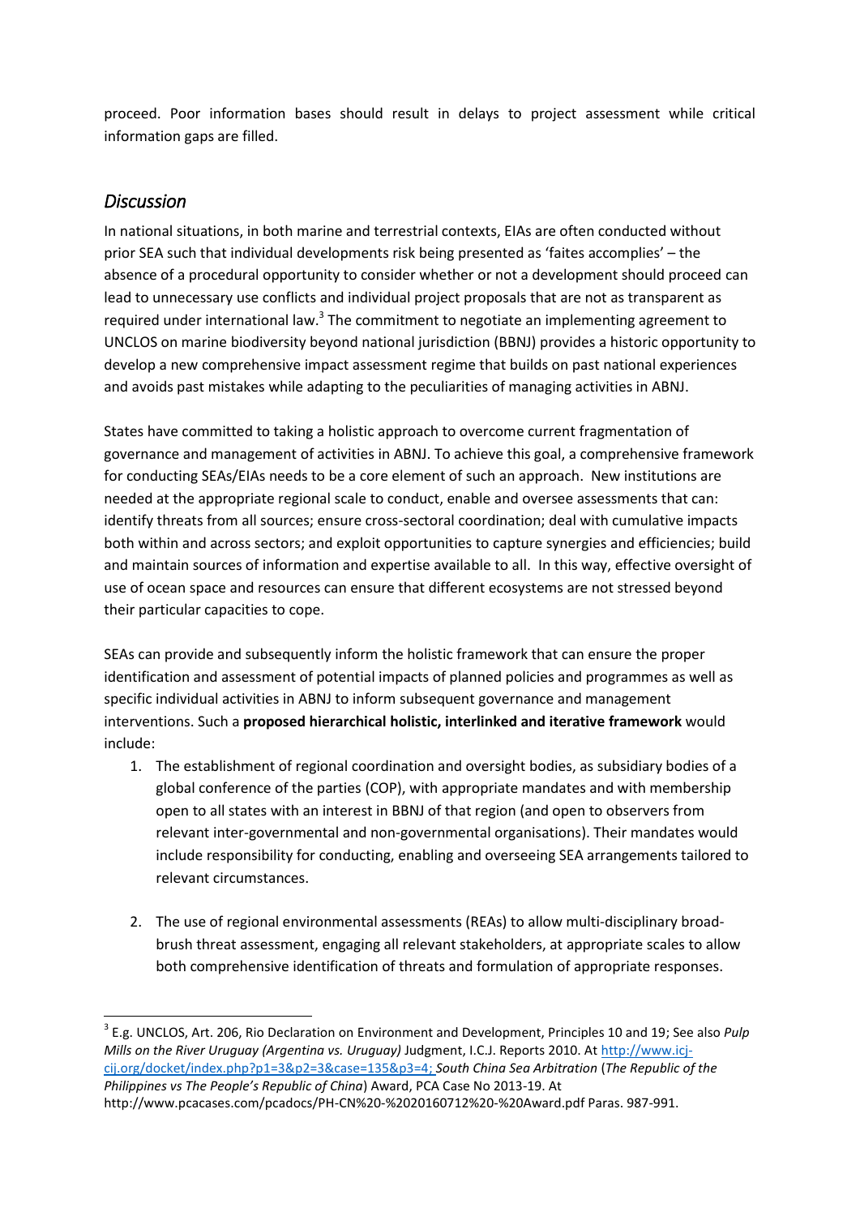proceed. Poor information bases should result in delays to project assessment while critical information gaps are filled.

## *Discussion*

In national situations, in both marine and terrestrial contexts, EIAs are often conducted without prior SEA such that individual developments risk being presented as 'faites accomplies' – the absence of a procedural opportunity to consider whether or not a development should proceed can lead to unnecessary use conflicts and individual project proposals that are not as transparent as required under international law.[3] The commitment to negotiate an implementing agreement to UNCLOS on marine biodiversity beyond national jurisdiction (BBNJ) provides a historic opportunity to develop a new comprehensive impact assessment regime that builds on past national experiences and avoids past mistakes while adapting to the peculiarities of managing activities in ABNJ.

States have committed to taking a holistic approach to overcome current fragmentation of governance and management of activities in ABNJ. To achieve this goal, a comprehensive framework for conducting SEAs/EIAs needs to be a core element of such an approach. New institutions are needed at the appropriate regional scale to conduct, enable and oversee assessments that can: identify threats from all sources; ensure cross-sectoral coordination; deal with cumulative impacts both within and across sectors; and exploit opportunities to capture synergies and efficiencies; build and maintain sources of information and expertise available to all. In this way, effective oversight of use of ocean space and resources can ensure that different ecosystems are not stressed beyond their particular capacities to cope.

SEAs can provide and subsequently inform the holistic framework that can ensure the proper identification and assessment of potential impacts of planned policies and programmes as well as specific individual activities in ABNJ to inform subsequent governance and management interventions. Such a **proposed hierarchical holistic, interlinked and iterative framework** would include:

1. The establishment of regional coordination and oversight bodies, as subsidiary bodies of a global conference of the parties (COP), with appropriate mandates and with membership open to all states with an interest in BBNJ of that region (and open to observers from relevant inter-governmental and non-governmental organisations). Their mandates would include responsibility for conducting, enabling and overseeing SEA arrangements tailored to relevant circumstances.

2. The use of regional environmental assessments (REAs) to allow multi-disciplinary broad-brush threat assessment, engaging all relevant stakeholders, at appropriate scales to allow both comprehensive identification of threats and formulation of appropriate responses.

---

[3] E.g. UNCLOS, Art. 206, Rio Declaration on Environment and Development, Principles 10 and 19; See also *Pulp Mills on the River Uruguay (Argentina vs. Uruguay)* Judgment, I.C.J. Reports 2010. At http://www.icj-cij.org/docket/index.php?p1=3&p2=3&case=135&p3=4; *South China Sea Arbitration* (*The Republic of the Philippines vs The People's Republic of China*) Award, PCA Case No 2013-19. At http://www.pcacases.com/pcadocs/PH-CN%20-%2020160712%20-%20Award.pdf Paras. 987-991.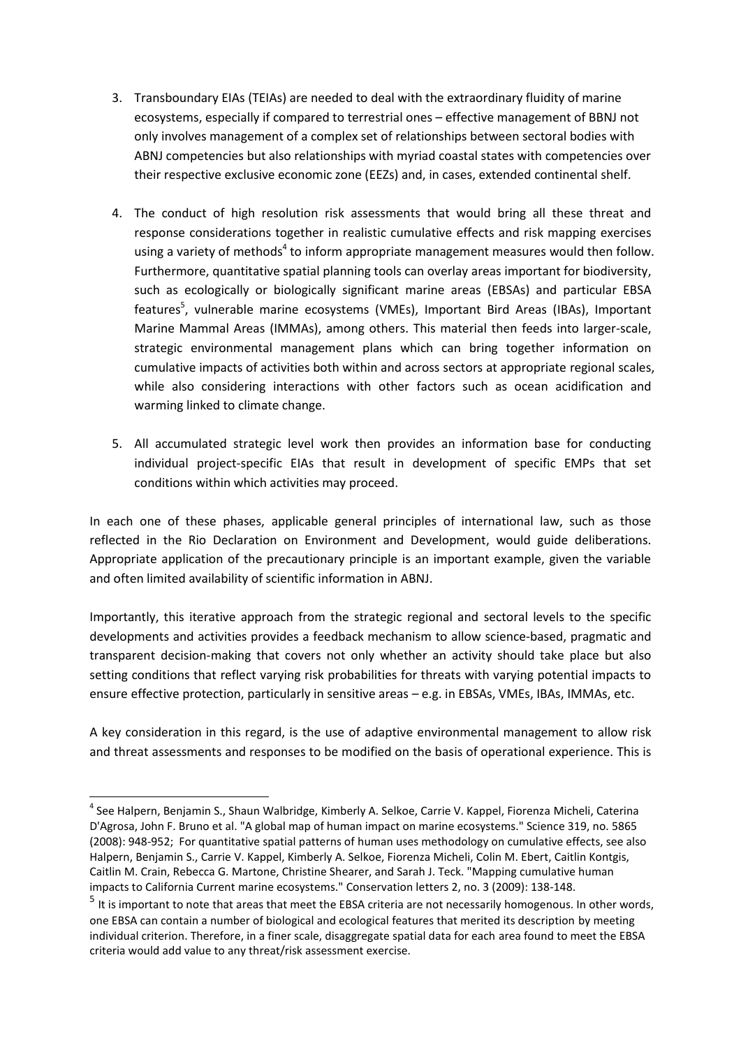3. Transboundary EIAs (TEIAs) are needed to deal with the extraordinary fluidity of marine ecosystems, especially if compared to terrestrial ones – effective management of BBNJ not only involves management of a complex set of relationships between sectoral bodies with ABNJ competencies but also relationships with myriad coastal states with competencies over their respective exclusive economic zone (EEZs) and, in cases, extended continental shelf.

4. The conduct of high resolution risk assessments that would bring all these threat and response considerations together in realistic cumulative effects and risk mapping exercises using a variety of methods[4] to inform appropriate management measures would then follow. Furthermore, quantitative spatial planning tools can overlay areas important for biodiversity, such as ecologically or biologically significant marine areas (EBSAs) and particular EBSA features[5], vulnerable marine ecosystems (VMEs), Important Bird Areas (IBAs), Important Marine Mammal Areas (IMMAs), among others. This material then feeds into larger-scale, strategic environmental management plans which can bring together information on cumulative impacts of activities both within and across sectors at appropriate regional scales, while also considering interactions with other factors such as ocean acidification and warming linked to climate change.

5. All accumulated strategic level work then provides an information base for conducting individual project-specific EIAs that result in development of specific EMPs that set conditions within which activities may proceed.

In each one of these phases, applicable general principles of international law, such as those reflected in the Rio Declaration on Environment and Development, would guide deliberations. Appropriate application of the precautionary principle is an important example, given the variable and often limited availability of scientific information in ABNJ.

Importantly, this iterative approach from the strategic regional and sectoral levels to the specific developments and activities provides a feedback mechanism to allow science-based, pragmatic and transparent decision-making that covers not only whether an activity should take place but also setting conditions that reflect varying risk probabilities for threats with varying potential impacts to ensure effective protection, particularly in sensitive areas – e.g. in EBSAs, VMEs, IBAs, IMMAs, etc.

A key consideration in this regard, is the use of adaptive environmental management to allow risk and threat assessments and responses to be modified on the basis of operational experience. This is

---

[4] See Halpern, Benjamin S., Shaun Walbridge, Kimberly A. Selkoe, Carrie V. Kappel, Fiorenza Micheli, Caterina D'Agrosa, John F. Bruno et al. "A global map of human impact on marine ecosystems." Science 319, no. 5865 (2008): 948-952; For quantitative spatial patterns of human uses methodology on cumulative effects, see also Halpern, Benjamin S., Carrie V. Kappel, Kimberly A. Selkoe, Fiorenza Micheli, Colin M. Ebert, Caitlin Kontgis, Caitlin M. Crain, Rebecca G. Martone, Christine Shearer, and Sarah J. Teck. "Mapping cumulative human impacts to California Current marine ecosystems." Conservation letters 2, no. 3 (2009): 138-148.

[5] It is important to note that areas that meet the EBSA criteria are not necessarily homogenous. In other words, one EBSA can contain a number of biological and ecological features that merited its description by meeting individual criterion. Therefore, in a finer scale, disaggregate spatial data for each area found to meet the EBSA criteria would add value to any threat/risk assessment exercise.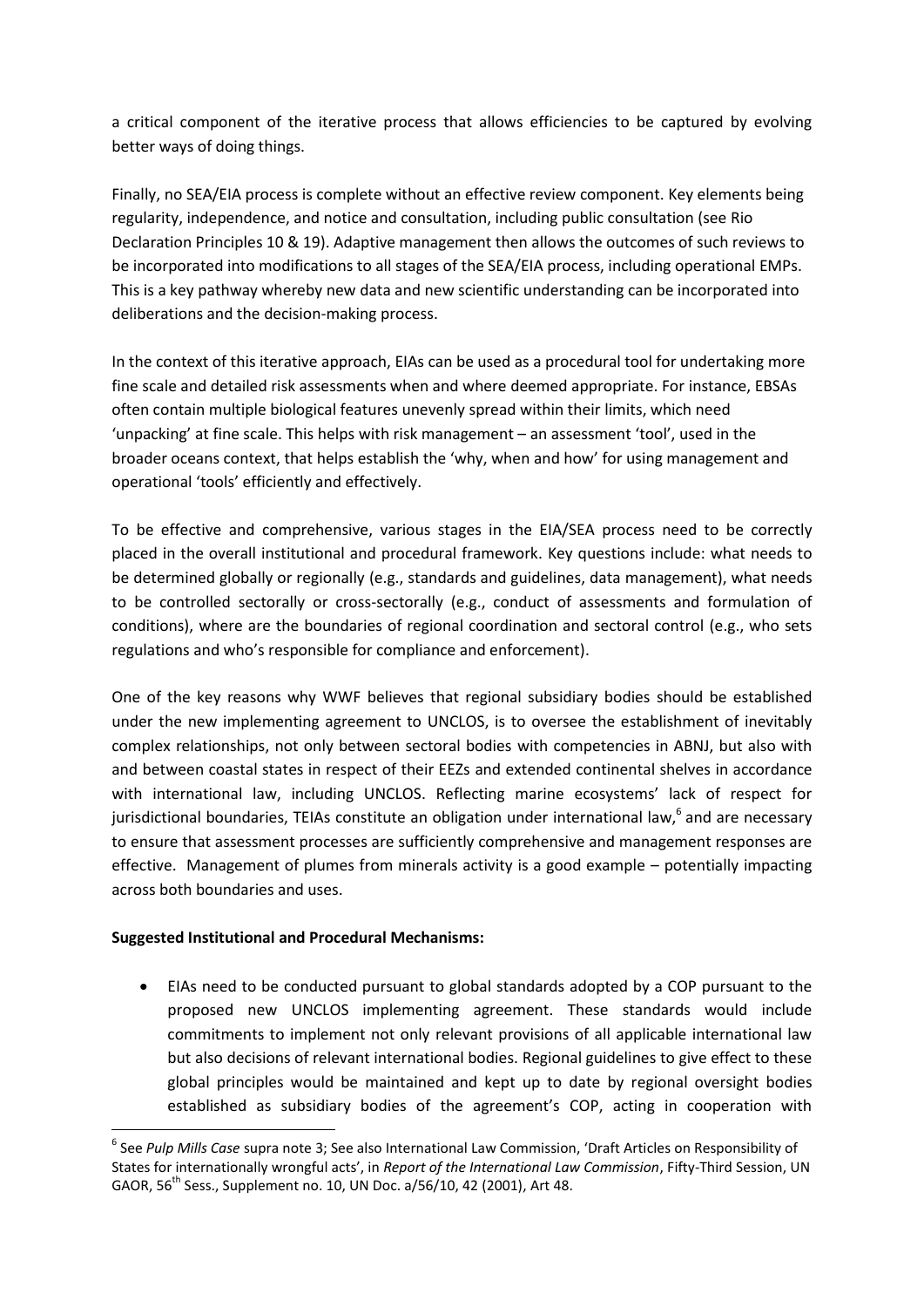a critical component of the iterative process that allows efficiencies to be captured by evolving better ways of doing things.

Finally, no SEA/EIA process is complete without an effective review component. Key elements being regularity, independence, and notice and consultation, including public consultation (see Rio Declaration Principles 10 & 19). Adaptive management then allows the outcomes of such reviews to be incorporated into modifications to all stages of the SEA/EIA process, including operational EMPs. This is a key pathway whereby new data and new scientific understanding can be incorporated into deliberations and the decision-making process.

In the context of this iterative approach, EIAs can be used as a procedural tool for undertaking more fine scale and detailed risk assessments when and where deemed appropriate. For instance, EBSAs often contain multiple biological features unevenly spread within their limits, which need 'unpacking' at fine scale. This helps with risk management – an assessment 'tool', used in the broader oceans context, that helps establish the 'why, when and how' for using management and operational 'tools' efficiently and effectively.

To be effective and comprehensive, various stages in the EIA/SEA process need to be correctly placed in the overall institutional and procedural framework. Key questions include: what needs to be determined globally or regionally (e.g., standards and guidelines, data management), what needs to be controlled sectorally or cross-sectorally (e.g., conduct of assessments and formulation of conditions), where are the boundaries of regional coordination and sectoral control (e.g., who sets regulations and who's responsible for compliance and enforcement).

One of the key reasons why WWF believes that regional subsidiary bodies should be established under the new implementing agreement to UNCLOS, is to oversee the establishment of inevitably complex relationships, not only between sectoral bodies with competencies in ABNJ, but also with and between coastal states in respect of their EEZs and extended continental shelves in accordance with international law, including UNCLOS. Reflecting marine ecosystems' lack of respect for jurisdictional boundaries, TEIAs constitute an obligation under international law,[6] and are necessary to ensure that assessment processes are sufficiently comprehensive and management responses are effective. Management of plumes from minerals activity is a good example – potentially impacting across both boundaries and uses.

**Suggested Institutional and Procedural Mechanisms:**

- EIAs need to be conducted pursuant to global standards adopted by a COP pursuant to the proposed new UNCLOS implementing agreement. These standards would include commitments to implement not only relevant provisions of all applicable international law but also decisions of relevant international bodies. Regional guidelines to give effect to these global principles would be maintained and kept up to date by regional oversight bodies established as subsidiary bodies of the agreement's COP, acting in cooperation with

---

[6] See *Pulp Mills Case* supra note 3; See also International Law Commission, 'Draft Articles on Responsibility of States for internationally wrongful acts', in *Report of the International Law Commission*, Fifty-Third Session, UN GAOR, 56th Sess., Supplement no. 10, UN Doc. a/56/10, 42 (2001), Art 48.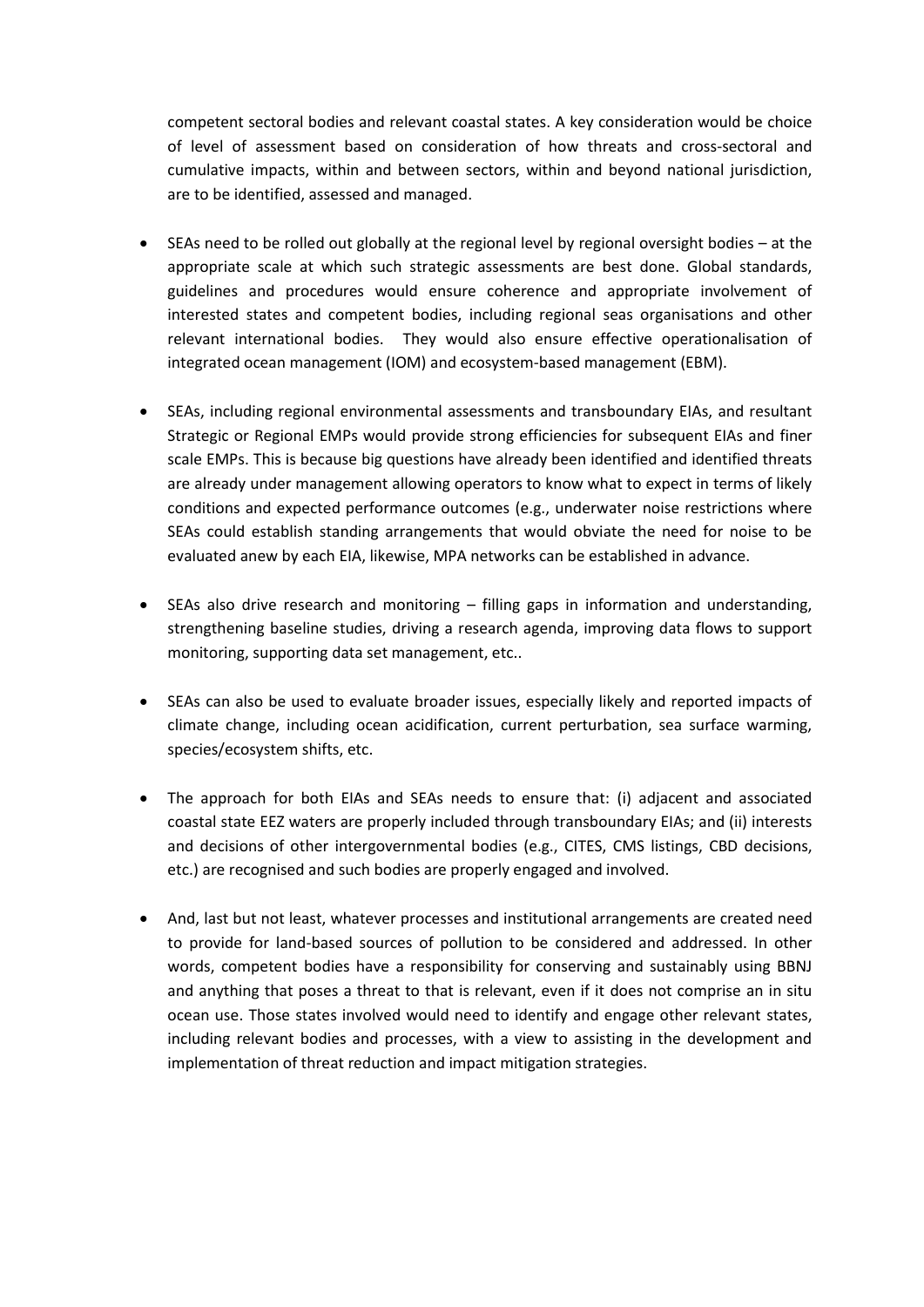competent sectoral bodies and relevant coastal states. A key consideration would be choice of level of assessment based on consideration of how threats and cross-sectoral and cumulative impacts, within and between sectors, within and beyond national jurisdiction, are to be identified, assessed and managed.

- SEAs need to be rolled out globally at the regional level by regional oversight bodies – at the appropriate scale at which such strategic assessments are best done. Global standards, guidelines and procedures would ensure coherence and appropriate involvement of interested states and competent bodies, including regional seas organisations and other relevant international bodies. They would also ensure effective operationalisation of integrated ocean management (IOM) and ecosystem-based management (EBM).

- SEAs, including regional environmental assessments and transboundary EIAs, and resultant Strategic or Regional EMPs would provide strong efficiencies for subsequent EIAs and finer scale EMPs. This is because big questions have already been identified and identified threats are already under management allowing operators to know what to expect in terms of likely conditions and expected performance outcomes (e.g., underwater noise restrictions where SEAs could establish standing arrangements that would obviate the need for noise to be evaluated anew by each EIA, likewise, MPA networks can be established in advance.

- SEAs also drive research and monitoring – filling gaps in information and understanding, strengthening baseline studies, driving a research agenda, improving data flows to support monitoring, supporting data set management, etc..

- SEAs can also be used to evaluate broader issues, especially likely and reported impacts of climate change, including ocean acidification, current perturbation, sea surface warming, species/ecosystem shifts, etc.

- The approach for both EIAs and SEAs needs to ensure that: (i) adjacent and associated coastal state EEZ waters are properly included through transboundary EIAs; and (ii) interests and decisions of other intergovernmental bodies (e.g., CITES, CMS listings, CBD decisions, etc.) are recognised and such bodies are properly engaged and involved.

- And, last but not least, whatever processes and institutional arrangements are created need to provide for land-based sources of pollution to be considered and addressed. In other words, competent bodies have a responsibility for conserving and sustainably using BBNJ and anything that poses a threat to that is relevant, even if it does not comprise an in situ ocean use. Those states involved would need to identify and engage other relevant states, including relevant bodies and processes, with a view to assisting in the development and implementation of threat reduction and impact mitigation strategies.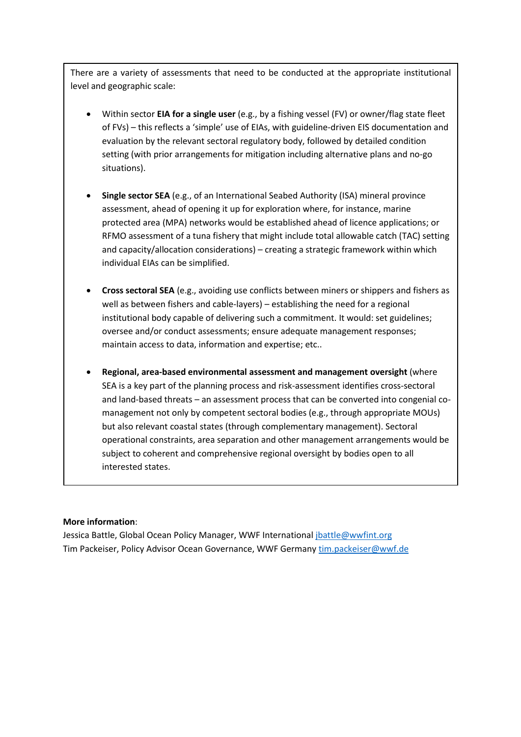There are a variety of assessments that need to be conducted at the appropriate institutional level and geographic scale:

- Within sector **EIA for a single user** (e.g., by a fishing vessel (FV) or owner/flag state fleet of FVs) – this reflects a 'simple' use of EIAs, with guideline-driven EIS documentation and evaluation by the relevant sectoral regulatory body, followed by detailed condition setting (with prior arrangements for mitigation including alternative plans and no-go situations).

- **Single sector SEA** (e.g., of an International Seabed Authority (ISA) mineral province assessment, ahead of opening it up for exploration where, for instance, marine protected area (MPA) networks would be established ahead of licence applications; or RFMO assessment of a tuna fishery that might include total allowable catch (TAC) setting and capacity/allocation considerations) – creating a strategic framework within which individual EIAs can be simplified.

- **Cross sectoral SEA** (e.g., avoiding use conflicts between miners or shippers and fishers as well as between fishers and cable-layers) – establishing the need for a regional institutional body capable of delivering such a commitment. It would: set guidelines; oversee and/or conduct assessments; ensure adequate management responses; maintain access to data, information and expertise; etc..

- **Regional, area-based environmental assessment and management oversight** (where SEA is a key part of the planning process and risk-assessment identifies cross-sectoral and land-based threats – an assessment process that can be converted into congenial co-management not only by competent sectoral bodies (e.g., through appropriate MOUs) but also relevant coastal states (through complementary management). Sectoral operational constraints, area separation and other management arrangements would be subject to coherent and comprehensive regional oversight by bodies open to all interested states.

**More information**:
Jessica Battle, Global Ocean Policy Manager, WWF International jbattle@wwfint.org
Tim Packeiser, Policy Advisor Ocean Governance, WWF Germany tim.packeiser@wwf.de